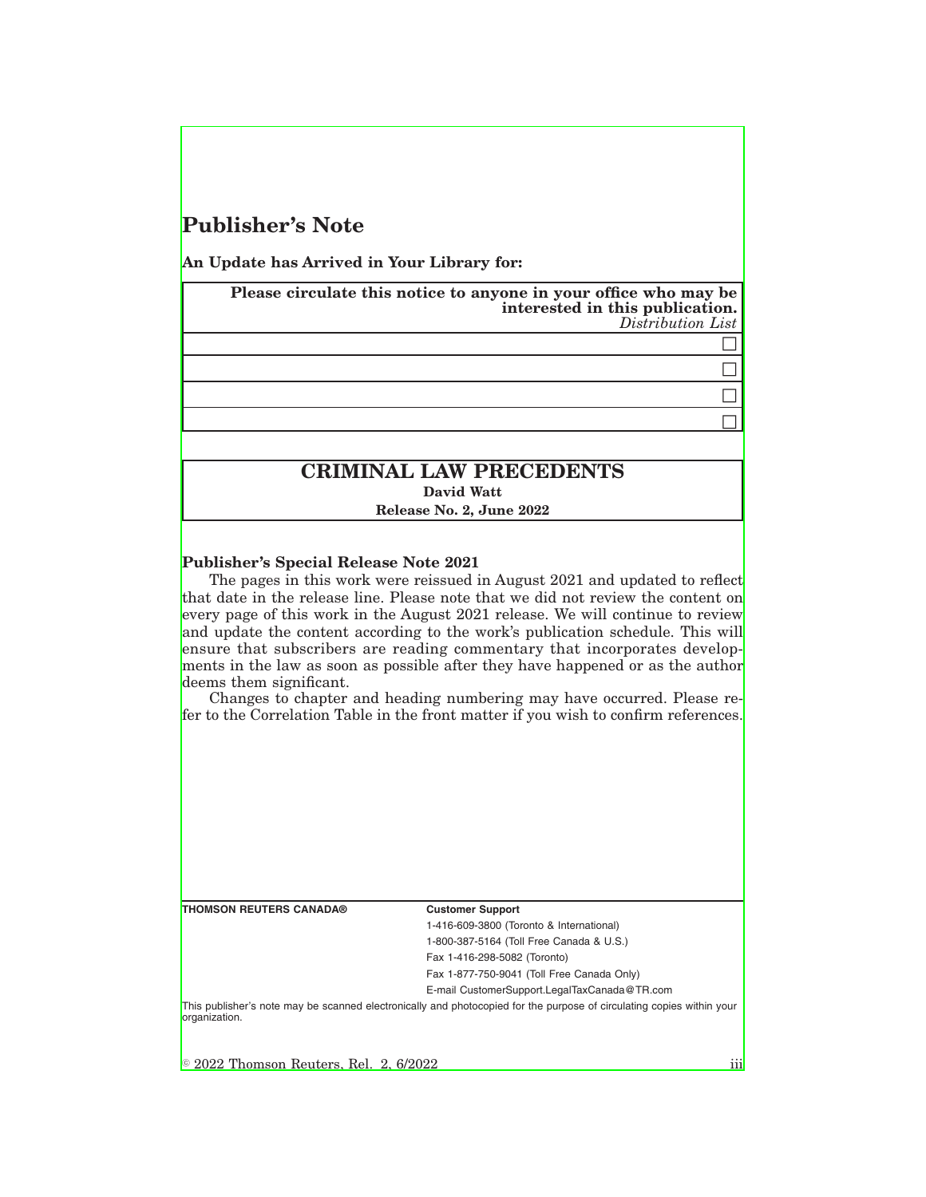# Publisher's Note

**An Update has Arrived in Your Library for:**

| **Please circulate this notice to anyone in your office who may be interested in this publication.** *Distribution List* |
| --- |
| ☐ |
| ☐ |
| ☐ |
| ☐ |

## CRIMINAL LAW PRECEDENTS

**David Watt**

**Release No. 2, June 2022**

**Publisher's Special Release Note 2021**

The pages in this work were reissued in August 2021 and updated to reflect that date in the release line. Please note that we did not review the content on every page of this work in the August 2021 release. We will continue to review and update the content according to the work's publication schedule. This will ensure that subscribers are reading commentary that incorporates developments in the law as soon as possible after they have happened or as the author deems them significant.

Changes to chapter and heading numbering may have occurred. Please refer to the Correlation Table in the front matter if you wish to confirm references.

**THOMSON REUTERS CANADA®**

**Customer Support**

1-416-609-3800 (Toronto & International)

1-800-387-5164 (Toll Free Canada & U.S.)

Fax 1-416-298-5082 (Toronto)

Fax 1-877-750-9041 (Toll Free Canada Only)

E-mail CustomerSupport.LegalTaxCanada@TR.com

This publisher's note may be scanned electronically and photocopied for the purpose of circulating copies within your organization.

© 2022 Thomson Reuters, Rel. 2, 6/2022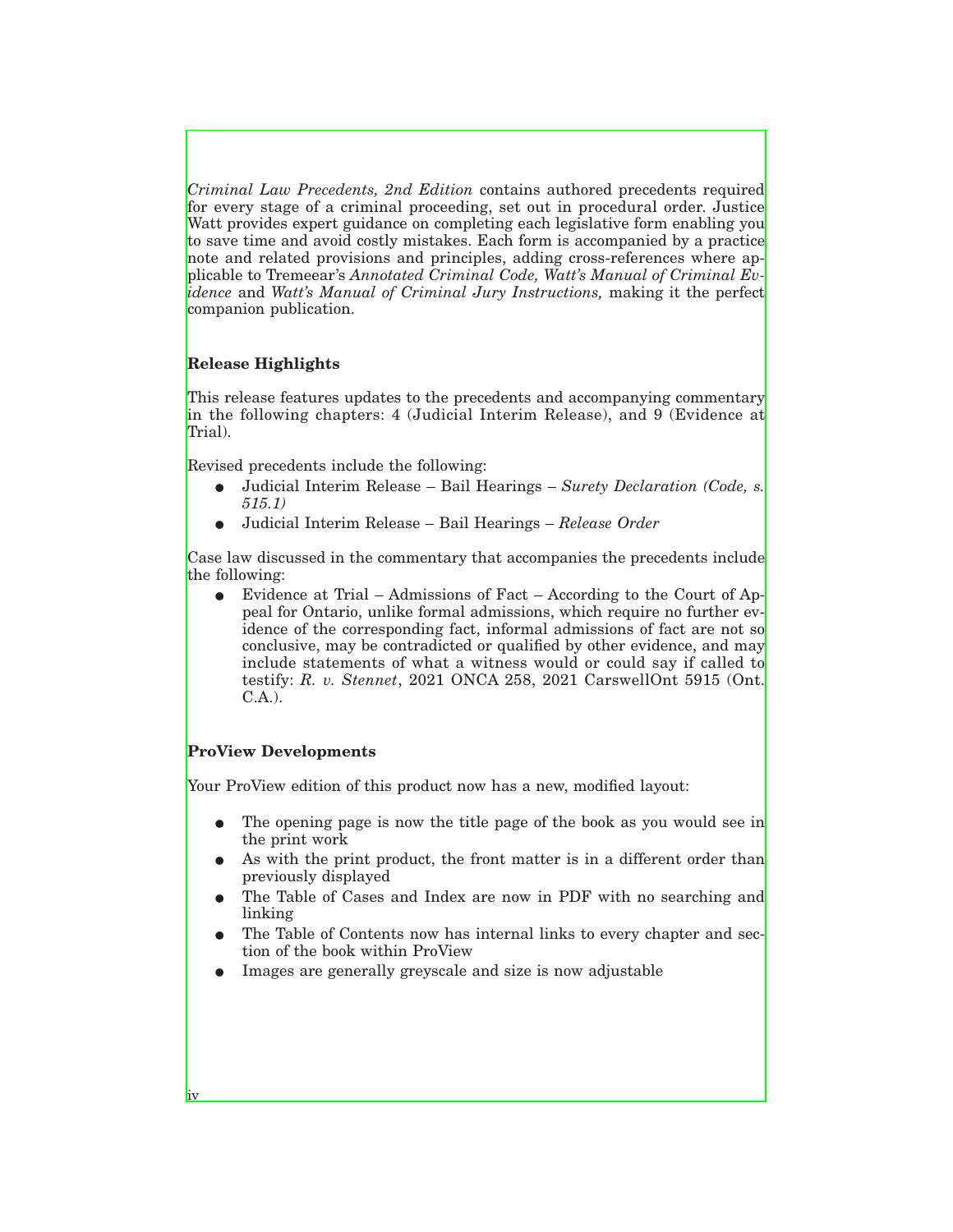*Criminal Law Precedents, 2nd Edition* contains authored precedents required for every stage of a criminal proceeding, set out in procedural order. Justice Watt provides expert guidance on completing each legislative form enabling you to save time and avoid costly mistakes. Each form is accompanied by a practice note and related provisions and principles, adding cross-references where applicable to Tremeear's *Annotated Criminal Code, Watt's Manual of Criminal Evidence* and *Watt's Manual of Criminal Jury Instructions,* making it the perfect companion publication.

**Release Highlights**

This release features updates to the precedents and accompanying commentary in the following chapters: 4 (Judicial Interim Release), and 9 (Evidence at Trial).

Revised precedents include the following:

- Judicial Interim Release – Bail Hearings – *Surety Declaration (Code, s. 515.1)*
- Judicial Interim Release – Bail Hearings – *Release Order*

Case law discussed in the commentary that accompanies the precedents include the following:

- Evidence at Trial – Admissions of Fact – According to the Court of Appeal for Ontario, unlike formal admissions, which require no further evidence of the corresponding fact, informal admissions of fact are not so conclusive, may be contradicted or qualified by other evidence, and may include statements of what a witness would or could say if called to testify: *R. v. Stennet*, 2021 ONCA 258, 2021 CarswellOnt 5915 (Ont. C.A.).

**ProView Developments**

Your ProView edition of this product now has a new, modified layout:

- The opening page is now the title page of the book as you would see in the print work
- As with the print product, the front matter is in a different order than previously displayed
- The Table of Cases and Index are now in PDF with no searching and linking
- The Table of Contents now has internal links to every chapter and section of the book within ProView
- Images are generally greyscale and size is now adjustable